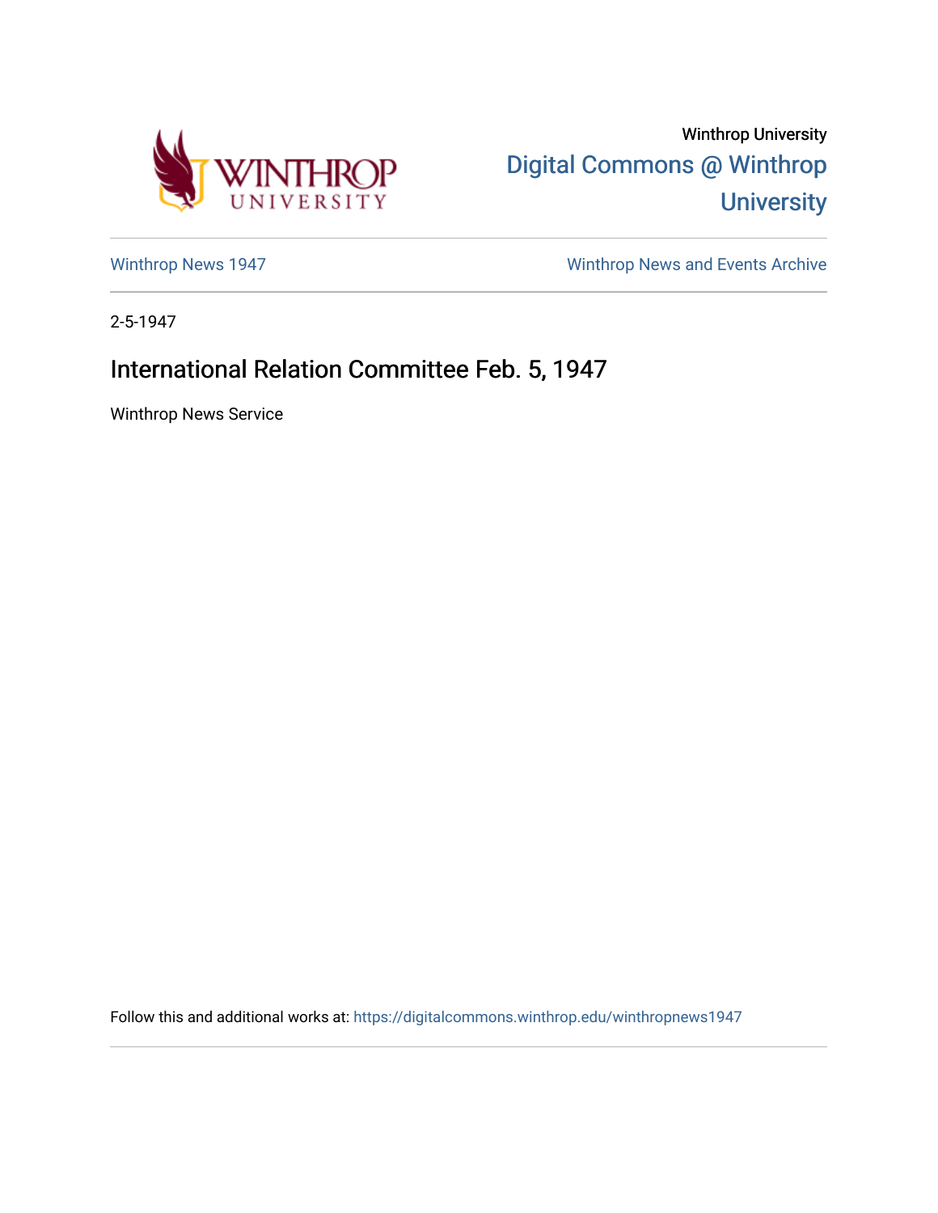Winthrop University

Digital Commons @ Winthrop University

Winthrop News 1947

Winthrop News and Events Archive

2-5-1947

# International Relation Committee Feb. 5, 1947

Winthrop News Service

Follow this and additional works at: https://digitalcommons.winthrop.edu/winthropnews1947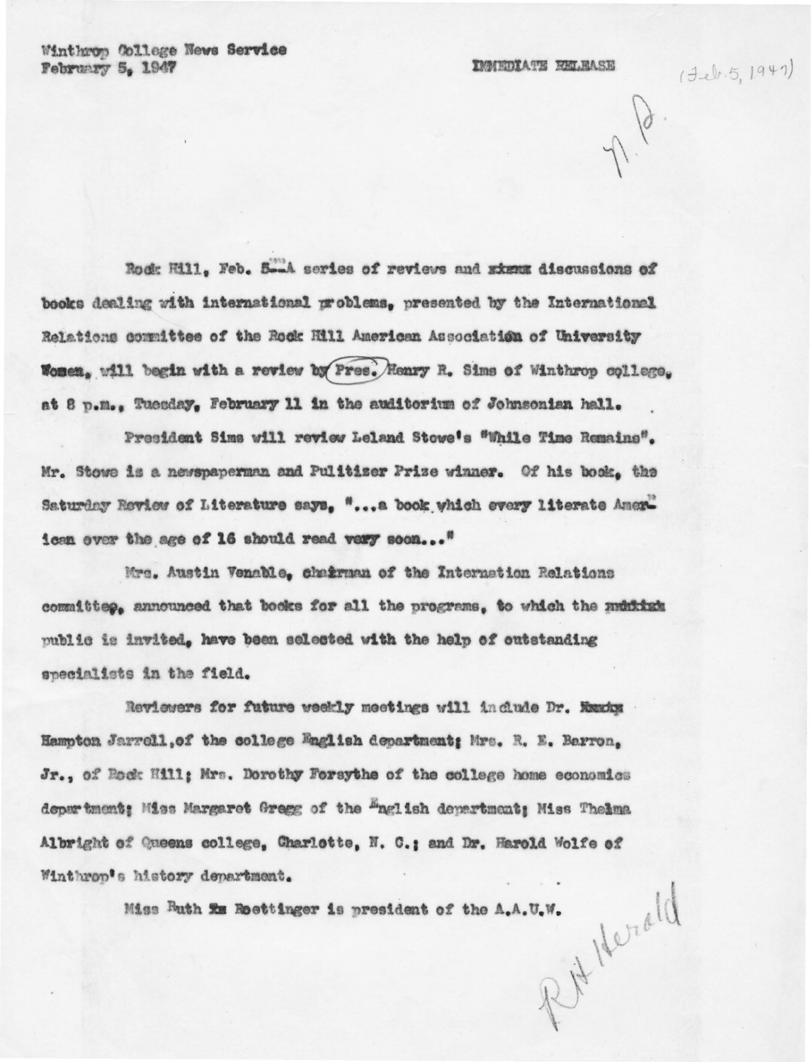Winthrop College News Service
February 5, 1947

IMMEDIATE RELEASE

(Feb. 5, 1947)

N.P.

Rock Hill, Feb. 5--A series of reviews and ~~xxxxx~~ discussions of books dealing with international problems, presented by the International Relations committee of the Rock Hill American Association of University Women, will begin with a review by Pres. Henry R. Sims of Winthrop college, at 8 p.m., Tuesday, February 11 in the auditorium of Johnsonian hall.

President Sims will review Leland Stowe's "While Time Remains". Mr. Stowe is a newspaperman and Pulitizer Prize winner. Of his book, the Saturday Review of Literature says, "...a book which every literate American over the age of 16 should read very soon..."

Mrs. Austin Venable, chairman of the Internation Relations committee, announced that books for all the programs, to which the ~~xxxxxx~~ public is invited, have been selected with the help of outstanding specialists in the field.

Reviewers for future weekly meetings will include Dr. ~~Xxxxx~~ Hampton Jarrell, of the college English department; Mrs. R. E. Barron, Jr., of Rock Hill; Mrs. Dorothy Forsythe of the college home economics department; Miss Margaret Gregg of the English department; Miss Thelma Albright of Queens college, Charlotte, N. C.; and Dr. Harold Wolfe of Winthrop's history department.

Miss Ruth ~~Xx~~ Roettinger is president of the A.A.U.W.

RH Herald